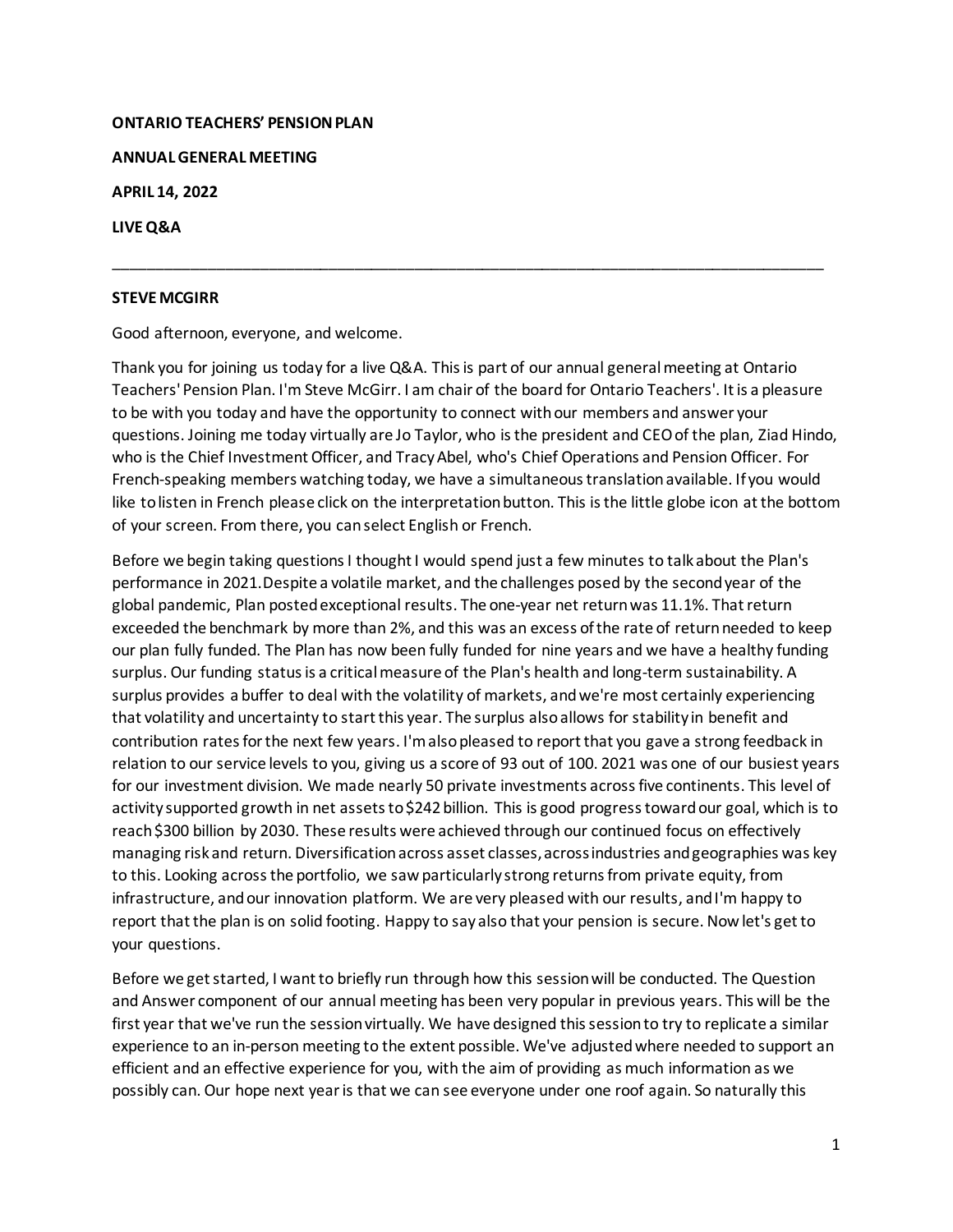**ONTARIO TEACHERS' PENSION PLAN**

**ANNUAL GENERAL MEETING**

**APRIL 14, 2022**

**LIVE Q&A**

---

**STEVE MCGIRR**

Good afternoon, everyone, and welcome.

Thank you for joining us today for a live Q&A. This is part of our annual general meeting at Ontario Teachers' Pension Plan. I'm Steve McGirr. I am chair of the board for Ontario Teachers'. It is a pleasure to be with you today and have the opportunity to connect with our members and answer your questions. Joining me today virtually are Jo Taylor, who is the president and CEO of the plan, Ziad Hindo, who is the Chief Investment Officer, and Tracy Abel, who's Chief Operations and Pension Officer. For French-speaking members watching today, we have a simultaneous translation available. If you would like to listen in French please click on the interpretation button. This is the little globe icon at the bottom of your screen. From there, you can select English or French.

Before we begin taking questions I thought I would spend just a few minutes to talk about the Plan's performance in 2021. Despite a volatile market, and the challenges posed by the second year of the global pandemic, Plan posted exceptional results. The one-year net return was 11.1%. That return exceeded the benchmark by more than 2%, and this was an excess of the rate of return needed to keep our plan fully funded. The Plan has now been fully funded for nine years and we have a healthy funding surplus. Our funding status is a critical measure of the Plan's health and long-term sustainability. A surplus provides a buffer to deal with the volatility of markets, and we're most certainly experiencing that volatility and uncertainty to start this year. The surplus also allows for stability in benefit and contribution rates for the next few years. I'm also pleased to report that you gave a strong feedback in relation to our service levels to you, giving us a score of 93 out of 100. 2021 was one of our busiest years for our investment division. We made nearly 50 private investments across five continents. This level of activity supported growth in net assets to $242 billion. This is good progress toward our goal, which is to reach $300 billion by 2030. These results were achieved through our continued focus on effectively managing risk and return. Diversification across asset classes, across industries and geographies was key to this. Looking across the portfolio, we saw particularly strong returns from private equity, from infrastructure, and our innovation platform. We are very pleased with our results, and I'm happy to report that the plan is on solid footing. Happy to say also that your pension is secure. Now let's get to your questions.

Before we get started, I want to briefly run through how this session will be conducted. The Question and Answer component of our annual meeting has been very popular in previous years. This will be the first year that we've run the session virtually. We have designed this session to try to replicate a similar experience to an in-person meeting to the extent possible. We've adjusted where needed to support an efficient and an effective experience for you, with the aim of providing as much information as we possibly can. Our hope next year is that we can see everyone under one roof again. So naturally this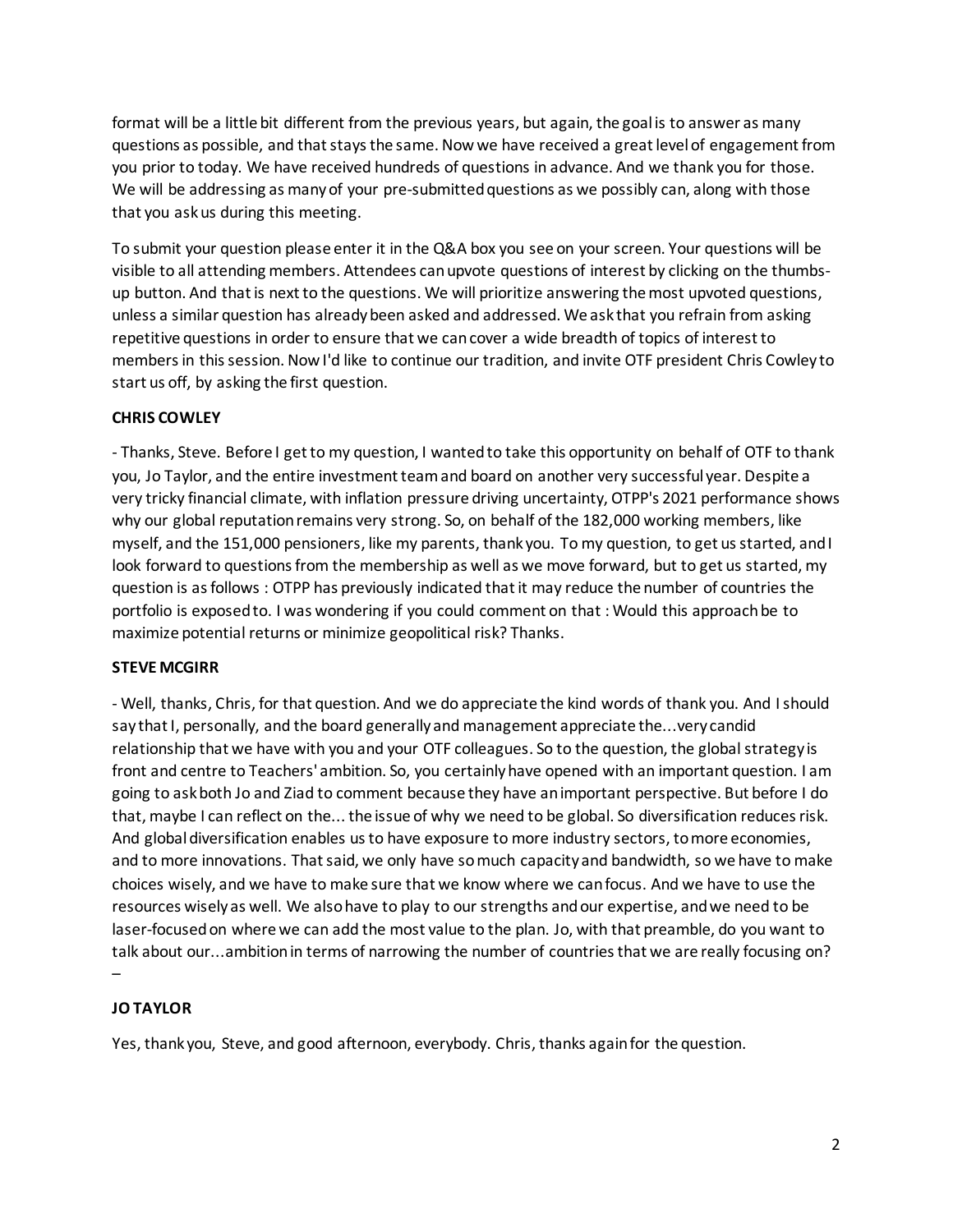format will be a little bit different from the previous years, but again, the goal is to answer as many questions as possible, and that stays the same. Now we have received a great level of engagement from you prior to today. We have received hundreds of questions in advance. And we thank you for those. We will be addressing as many of your pre-submitted questions as we possibly can, along with those that you ask us during this meeting.

To submit your question please enter it in the Q&A box you see on your screen. Your questions will be visible to all attending members. Attendees can upvote questions of interest by clicking on the thumbs-up button. And that is next to the questions. We will prioritize answering the most upvoted questions, unless a similar question has already been asked and addressed. We ask that you refrain from asking repetitive questions in order to ensure that we can cover a wide breadth of topics of interest to members in this session. Now I'd like to continue our tradition, and invite OTF president Chris Cowley to start us off, by asking the first question.

**CHRIS COWLEY**

- Thanks, Steve. Before I get to my question, I wanted to take this opportunity on behalf of OTF to thank you, Jo Taylor, and the entire investment team and board on another very successful year. Despite a very tricky financial climate, with inflation pressure driving uncertainty, OTPP's 2021 performance shows why our global reputation remains very strong. So, on behalf of the 182,000 working members, like myself, and the 151,000 pensioners, like my parents, thank you. To my question, to get us started, and I look forward to questions from the membership as well as we move forward, but to get us started, my question is as follows : OTPP has previously indicated that it may reduce the number of countries the portfolio is exposed to. I was wondering if you could comment on that : Would this approach be to maximize potential returns or minimize geopolitical risk? Thanks.

**STEVE MCGIRR**

- Well, thanks, Chris, for that question. And we do appreciate the kind words of thank you. And I should say that I, personally, and the board generally and management appreciate the...very candid relationship that we have with you and your OTF colleagues. So to the question, the global strategy is front and centre to Teachers' ambition. So, you certainly have opened with an important question. I am going to ask both Jo and Ziad to comment because they have an important perspective. But before I do that, maybe I can reflect on the... the issue of why we need to be global. So diversification reduces risk. And global diversification enables us to have exposure to more industry sectors, to more economies, and to more innovations. That said, we only have so much capacity and bandwidth, so we have to make choices wisely, and we have to make sure that we know where we can focus. And we have to use the resources wisely as well. We also have to play to our strengths and our expertise, and we need to be laser-focused on where we can add the most value to the plan. Jo, with that preamble, do you want to talk about our...ambition in terms of narrowing the number of countries that we are really focusing on? –

**JO TAYLOR**

Yes, thank you, Steve, and good afternoon, everybody. Chris, thanks again for the question.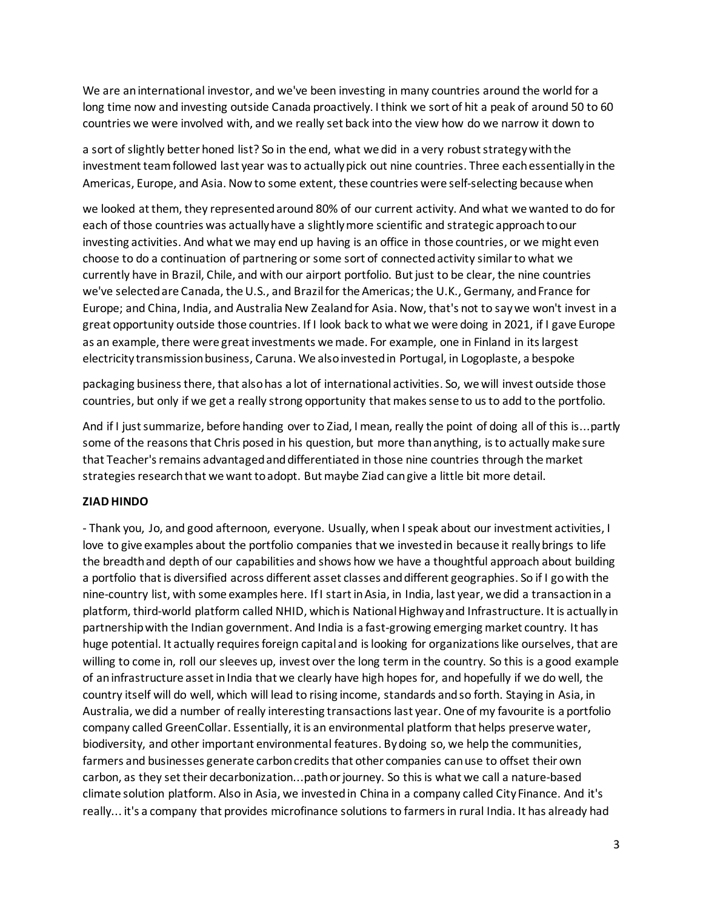We are an international investor, and we've been investing in many countries around the world for a long time now and investing outside Canada proactively. I think we sort of hit a peak of around 50 to 60 countries we were involved with, and we really set back into the view how do we narrow it down to a sort of slightly better honed list? So in the end, what we did in a very robust strategy with the investment team followed last year was to actually pick out nine countries. Three each essentially in the Americas, Europe, and Asia. Now to some extent, these countries were self-selecting because when we looked at them, they represented around 80% of our current activity. And what we wanted to do for each of those countries was actually have a slightly more scientific and strategic approach to our investing activities. And what we may end up having is an office in those countries, or we might even choose to do a continuation of partnering or some sort of connected activity similar to what we currently have in Brazil, Chile, and with our airport portfolio. But just to be clear, the nine countries we've selected are Canada, the U.S., and Brazil for the Americas; the U.K., Germany, and France for Europe; and China, India, and Australia New Zealand for Asia. Now, that's not to say we won't invest in a great opportunity outside those countries. If I look back to what we were doing in 2021, if I gave Europe as an example, there were great investments we made. For example, one in Finland in its largest electricity transmission business, Caruna. We also invested in Portugal, in Logoplaste, a bespoke packaging business there, that also has a lot of international activities. So, we will invest outside those countries, but only if we get a really strong opportunity that makes sense to us to add to the portfolio.

And if I just summarize, before handing over to Ziad, I mean, really the point of doing all of this is...partly some of the reasons that Chris posed in his question, but more than anything, is to actually make sure that Teacher's remains advantaged and differentiated in those nine countries through the market strategies research that we want to adopt. But maybe Ziad can give a little bit more detail.

**ZIAD HINDO**

- Thank you, Jo, and good afternoon, everyone. Usually, when I speak about our investment activities, I love to give examples about the portfolio companies that we invested in because it really brings to life the breadth and depth of our capabilities and shows how we have a thoughtful approach about building a portfolio that is diversified across different asset classes and different geographies. So if I go with the nine-country list, with some examples here. If I start in Asia, in India, last year, we did a transaction in a platform, third-world platform called NHID, which is National Highway and Infrastructure. It is actually in partnership with the Indian government. And India is a fast-growing emerging market country. It has huge potential. It actually requires foreign capital and is looking for organizations like ourselves, that are willing to come in, roll our sleeves up, invest over the long term in the country. So this is a good example of an infrastructure asset in India that we clearly have high hopes for, and hopefully if we do well, the country itself will do well, which will lead to rising income, standards and so forth. Staying in Asia, in Australia, we did a number of really interesting transactions last year. One of my favourite is a portfolio company called GreenCollar. Essentially, it is an environmental platform that helps preserve water, biodiversity, and other important environmental features. By doing so, we help the communities, farmers and businesses generate carbon credits that other companies can use to offset their own carbon, as they set their decarbonization...path or journey. So this is what we call a nature-based climate solution platform. Also in Asia, we invested in China in a company called City Finance. And it's really... it's a company that provides microfinance solutions to farmers in rural India. It has already had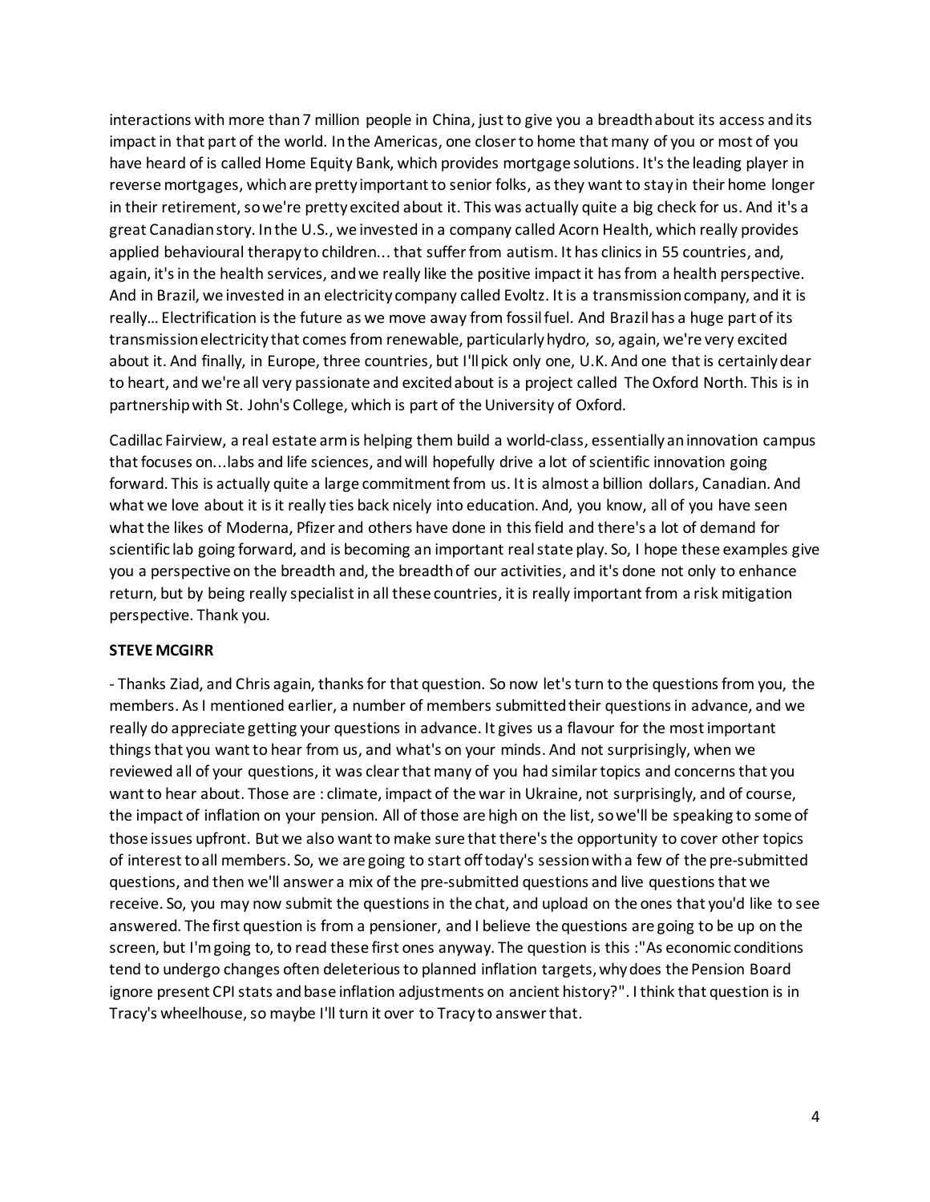interactions with more than 7 million people in China, just to give you a breadth about its access and its impact in that part of the world. In the Americas, one closer to home that many of you or most of you have heard of is called Home Equity Bank, which provides mortgage solutions. It's the leading player in reverse mortgages, which are pretty important to senior folks, as they want to stay in their home longer in their retirement, so we're pretty excited about it. This was actually quite a big check for us. And it's a great Canadian story. In the U.S., we invested in a company called Acorn Health, which really provides applied behavioural therapy to children... that suffer from autism. It has clinics in 55 countries, and, again, it's in the health services, and we really like the positive impact it has from a health perspective. And in Brazil, we invested in an electricity company called Evoltz. It is a transmission company, and it is really… Electrification is the future as we move away from fossil fuel. And Brazil has a huge part of its transmission electricity that comes from renewable, particularly hydro, so, again, we're very excited about it. And finally, in Europe, three countries, but I'll pick only one, U.K. And one that is certainly dear to heart, and we're all very passionate and excited about is a project called The Oxford North. This is in partnership with St. John's College, which is part of the University of Oxford.

Cadillac Fairview, a real estate arm is helping them build a world-class, essentially an innovation campus that focuses on...labs and life sciences, and will hopefully drive a lot of scientific innovation going forward. This is actually quite a large commitment from us. It is almost a billion dollars, Canadian. And what we love about it is it really ties back nicely into education. And, you know, all of you have seen what the likes of Moderna, Pfizer and others have done in this field and there's a lot of demand for scientific lab going forward, and is becoming an important real state play. So, I hope these examples give you a perspective on the breadth and, the breadth of our activities, and it's done not only to enhance return, but by being really specialist in all these countries, it is really important from a risk mitigation perspective. Thank you.

**STEVE MCGIRR**

- Thanks Ziad, and Chris again, thanks for that question. So now let's turn to the questions from you, the members. As I mentioned earlier, a number of members submitted their questions in advance, and we really do appreciate getting your questions in advance. It gives us a flavour for the most important things that you want to hear from us, and what's on your minds. And not surprisingly, when we reviewed all of your questions, it was clear that many of you had similar topics and concerns that you want to hear about. Those are : climate, impact of the war in Ukraine, not surprisingly, and of course, the impact of inflation on your pension. All of those are high on the list, so we'll be speaking to some of those issues upfront. But we also want to make sure that there's the opportunity to cover other topics of interest to all members. So, we are going to start off today's session with a few of the pre-submitted questions, and then we'll answer a mix of the pre-submitted questions and live questions that we receive. So, you may now submit the questions in the chat, and upload on the ones that you'd like to see answered. The first question is from a pensioner, and I believe the questions are going to be up on the screen, but I'm going to, to read these first ones anyway. The question is this :"As economic conditions tend to undergo changes often deleterious to planned inflation targets, why does the Pension Board ignore present CPI stats and base inflation adjustments on ancient history?". I think that question is in Tracy's wheelhouse, so maybe I'll turn it over to Tracy to answer that.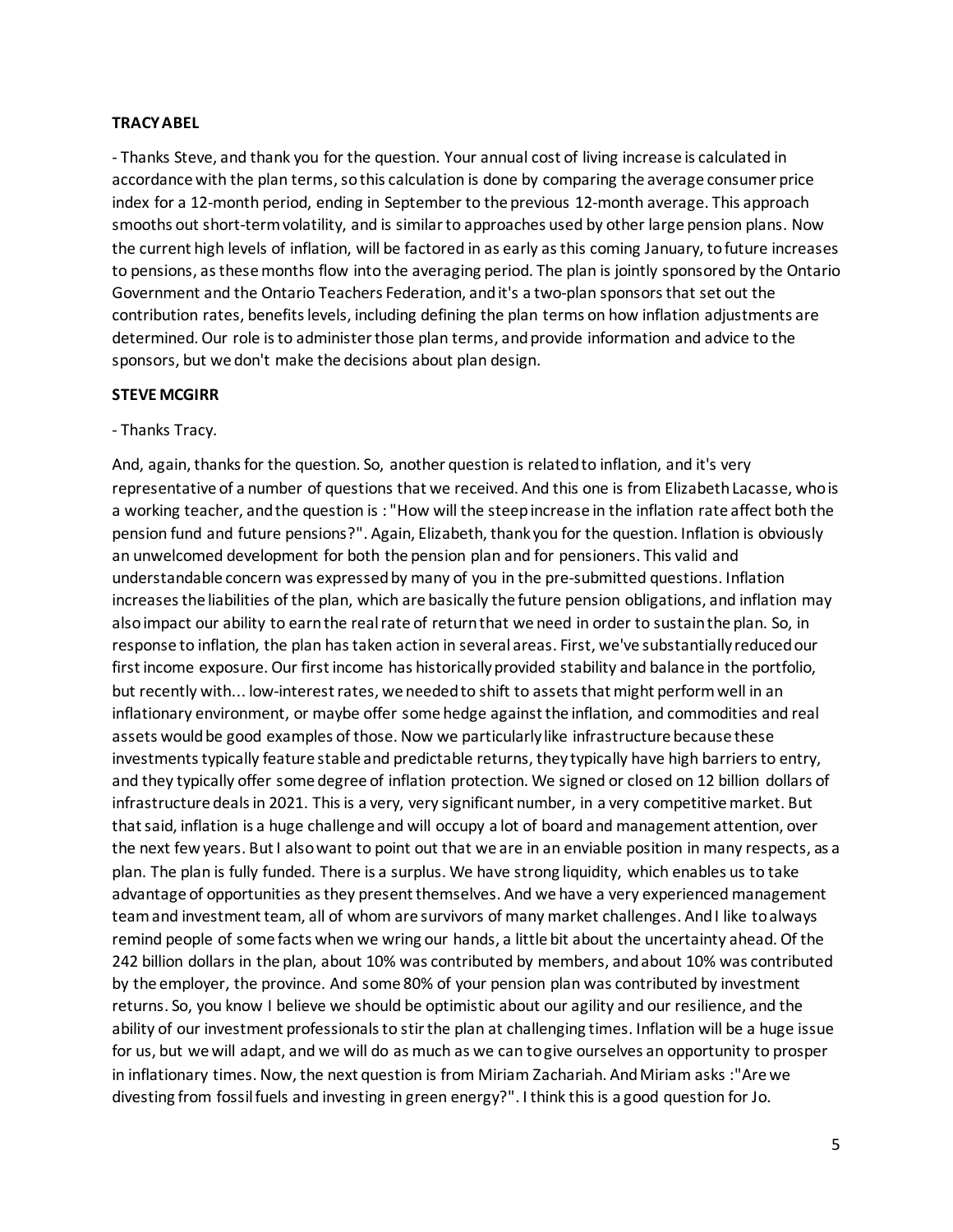**TRACY ABEL**

- Thanks Steve, and thank you for the question. Your annual cost of living increase is calculated in accordance with the plan terms, so this calculation is done by comparing the average consumer price index for a 12-month period, ending in September to the previous 12-month average. This approach smooths out short-term volatility, and is similar to approaches used by other large pension plans. Now the current high levels of inflation, will be factored in as early as this coming January, to future increases to pensions, as these months flow into the averaging period. The plan is jointly sponsored by the Ontario Government and the Ontario Teachers Federation, and it's a two-plan sponsors that set out the contribution rates, benefits levels, including defining the plan terms on how inflation adjustments are determined. Our role is to administer those plan terms, and provide information and advice to the sponsors, but we don't make the decisions about plan design.

**STEVE MCGIRR**

- Thanks Tracy.

And, again, thanks for the question. So, another question is related to inflation, and it's very representative of a number of questions that we received. And this one is from Elizabeth Lacasse, who is a working teacher, and the question is : "How will the steep increase in the inflation rate affect both the pension fund and future pensions?". Again, Elizabeth, thank you for the question. Inflation is obviously an unwelcomed development for both the pension plan and for pensioners. This valid and understandable concern was expressed by many of you in the pre-submitted questions. Inflation increases the liabilities of the plan, which are basically the future pension obligations, and inflation may also impact our ability to earn the real rate of return that we need in order to sustain the plan. So, in response to inflation, the plan has taken action in several areas. First, we've substantially reduced our first income exposure. Our first income has historically provided stability and balance in the portfolio, but recently with... low-interest rates, we needed to shift to assets that might perform well in an inflationary environment, or maybe offer some hedge against the inflation, and commodities and real assets would be good examples of those. Now we particularly like infrastructure because these investments typically feature stable and predictable returns, they typically have high barriers to entry, and they typically offer some degree of inflation protection. We signed or closed on 12 billion dollars of infrastructure deals in 2021. This is a very, very significant number, in a very competitive market. But that said, inflation is a huge challenge and will occupy a lot of board and management attention, over the next few years. But I also want to point out that we are in an enviable position in many respects, as a plan. The plan is fully funded. There is a surplus. We have strong liquidity, which enables us to take advantage of opportunities as they present themselves. And we have a very experienced management team and investment team, all of whom are survivors of many market challenges. And I like to always remind people of some facts when we wring our hands, a little bit about the uncertainty ahead. Of the 242 billion dollars in the plan, about 10% was contributed by members, and about 10% was contributed by the employer, the province. And some 80% of your pension plan was contributed by investment returns. So, you know I believe we should be optimistic about our agility and our resilience, and the ability of our investment professionals to stir the plan at challenging times. Inflation will be a huge issue for us, but we will adapt, and we will do as much as we can to give ourselves an opportunity to prosper in inflationary times. Now, the next question is from Miriam Zachariah. And Miriam asks :"Are we divesting from fossil fuels and investing in green energy?". I think this is a good question for Jo.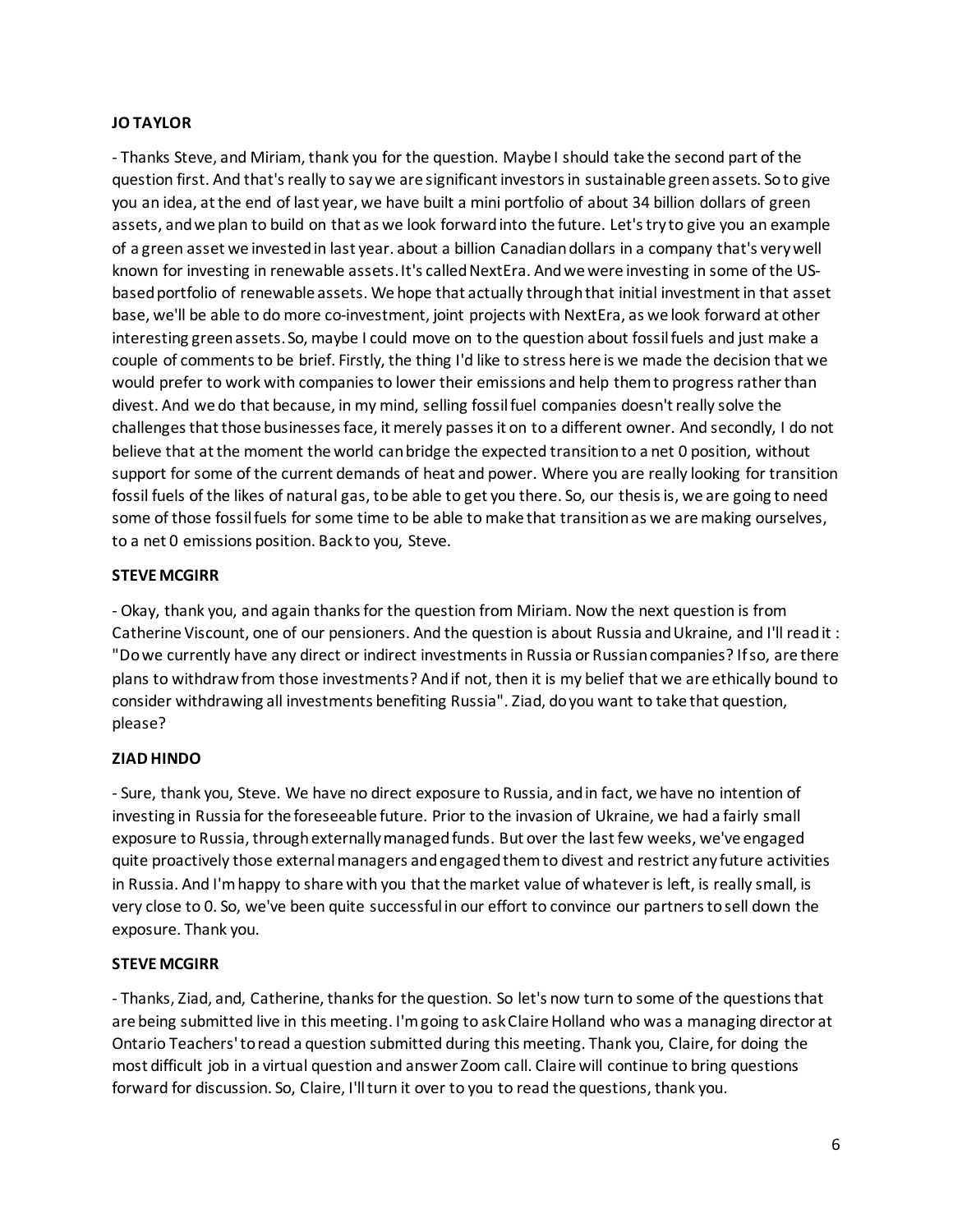**JO TAYLOR**

- Thanks Steve, and Miriam, thank you for the question. Maybe I should take the second part of the question first. And that's really to say we are significant investors in sustainable green assets. So to give you an idea, at the end of last year, we have built a mini portfolio of about 34 billion dollars of green assets, and we plan to build on that as we look forward into the future. Let's try to give you an example of a green asset we invested in last year. about a billion Canadian dollars in a company that's very well known for investing in renewable assets. It's called NextEra. And we were investing in some of the US-based portfolio of renewable assets. We hope that actually through that initial investment in that asset base, we'll be able to do more co-investment, joint projects with NextEra, as we look forward at other interesting green assets. So, maybe I could move on to the question about fossil fuels and just make a couple of comments to be brief. Firstly, the thing I'd like to stress here is we made the decision that we would prefer to work with companies to lower their emissions and help them to progress rather than divest. And we do that because, in my mind, selling fossil fuel companies doesn't really solve the challenges that those businesses face, it merely passes it on to a different owner. And secondly, I do not believe that at the moment the world can bridge the expected transition to a net 0 position, without support for some of the current demands of heat and power. Where you are really looking for transition fossil fuels of the likes of natural gas, to be able to get you there. So, our thesis is, we are going to need some of those fossil fuels for some time to be able to make that transition as we are making ourselves, to a net 0 emissions position. Back to you, Steve.

**STEVE MCGIRR**

- Okay, thank you, and again thanks for the question from Miriam. Now the next question is from Catherine Viscount, one of our pensioners. And the question is about Russia and Ukraine, and I'll read it : "Do we currently have any direct or indirect investments in Russia or Russian companies? If so, are there plans to withdraw from those investments? And if not, then it is my belief that we are ethically bound to consider withdrawing all investments benefiting Russia". Ziad, do you want to take that question, please?

**ZIAD HINDO**

- Sure, thank you, Steve. We have no direct exposure to Russia, and in fact, we have no intention of investing in Russia for the foreseeable future. Prior to the invasion of Ukraine, we had a fairly small exposure to Russia, through externally managed funds. But over the last few weeks, we've engaged quite proactively those external managers and engaged them to divest and restrict any future activities in Russia. And I'm happy to share with you that the market value of whatever is left, is really small, is very close to 0. So, we've been quite successful in our effort to convince our partners to sell down the exposure. Thank you.

**STEVE MCGIRR**

- Thanks, Ziad, and, Catherine, thanks for the question. So let's now turn to some of the questions that are being submitted live in this meeting. I'm going to ask Claire Holland who was a managing director at Ontario Teachers' to read a question submitted during this meeting. Thank you, Claire, for doing the most difficult job in a virtual question and answer Zoom call. Claire will continue to bring questions forward for discussion. So, Claire, I'll turn it over to you to read the questions, thank you.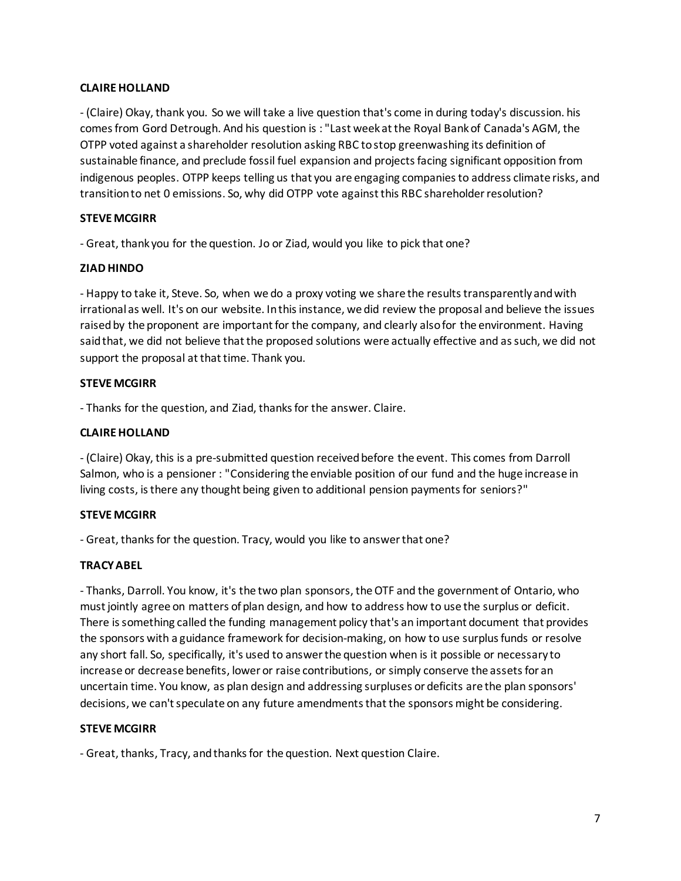**CLAIRE HOLLAND**

- (Claire) Okay, thank you. So we will take a live question that's come in during today's discussion. his comes from Gord Detrough. And his question is : "Last week at the Royal Bank of Canada's AGM, the OTPP voted against a shareholder resolution asking RBC to stop greenwashing its definition of sustainable finance, and preclude fossil fuel expansion and projects facing significant opposition from indigenous peoples. OTPP keeps telling us that you are engaging companies to address climate risks, and transition to net 0 emissions. So, why did OTPP vote against this RBC shareholder resolution?

**STEVE MCGIRR**

- Great, thank you for the question. Jo or Ziad, would you like to pick that one?

**ZIAD HINDO**

- Happy to take it, Steve. So, when we do a proxy voting we share the results transparently and with irrational as well. It's on our website. In this instance, we did review the proposal and believe the issues raised by the proponent are important for the company, and clearly also for the environment. Having said that, we did not believe that the proposed solutions were actually effective and as such, we did not support the proposal at that time. Thank you.

**STEVE MCGIRR**

- Thanks for the question, and Ziad, thanks for the answer. Claire.

**CLAIRE HOLLAND**

- (Claire) Okay, this is a pre-submitted question received before the event. This comes from Darroll Salmon, who is a pensioner : "Considering the enviable position of our fund and the huge increase in living costs, is there any thought being given to additional pension payments for seniors?"

**STEVE MCGIRR**

- Great, thanks for the question. Tracy, would you like to answer that one?

**TRACY ABEL**

- Thanks, Darroll. You know, it's the two plan sponsors, the OTF and the government of Ontario, who must jointly agree on matters of plan design, and how to address how to use the surplus or deficit. There is something called the funding management policy that's an important document that provides the sponsors with a guidance framework for decision-making, on how to use surplus funds or resolve any short fall. So, specifically, it's used to answer the question when is it possible or necessary to increase or decrease benefits, lower or raise contributions, or simply conserve the assets for an uncertain time. You know, as plan design and addressing surpluses or deficits are the plan sponsors' decisions, we can't speculate on any future amendments that the sponsors might be considering.

**STEVE MCGIRR**

- Great, thanks, Tracy, and thanks for the question. Next question Claire.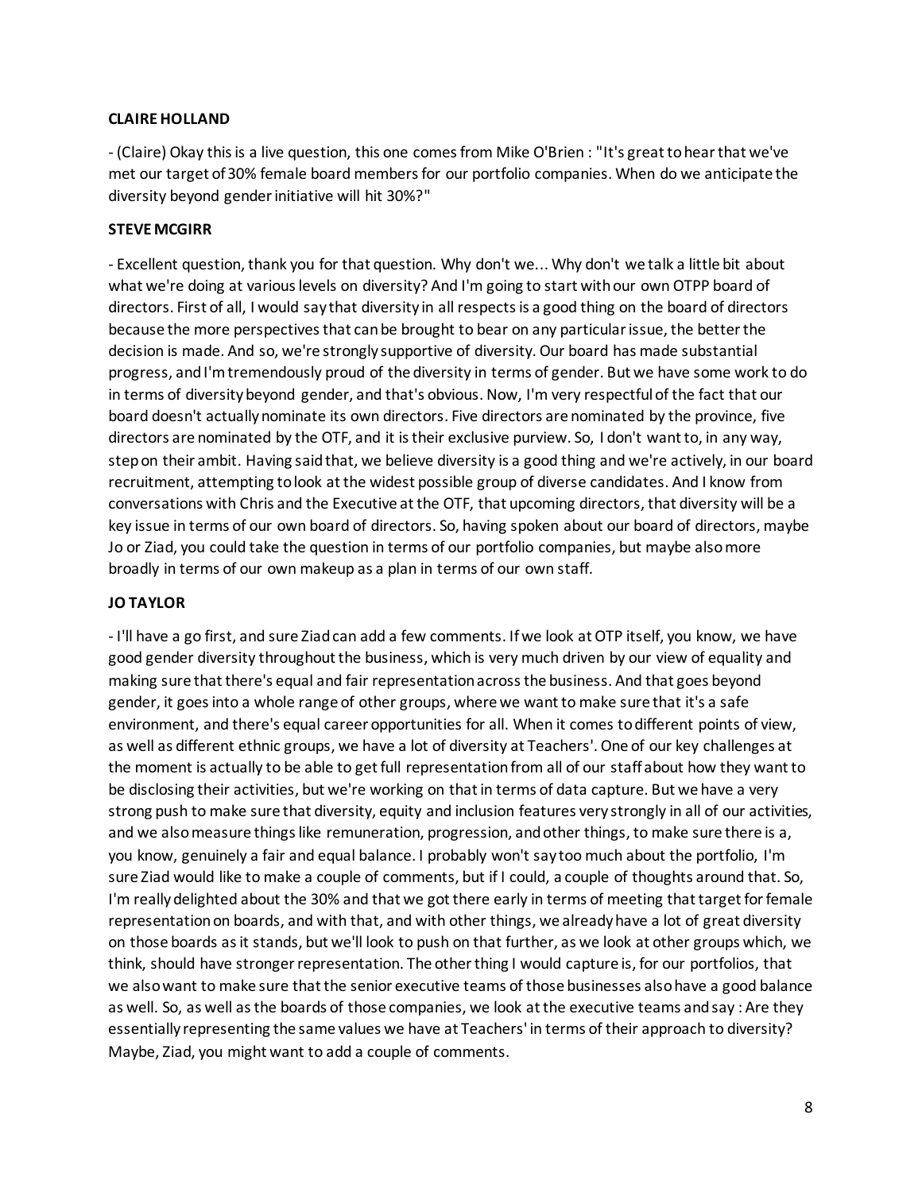**CLAIRE HOLLAND**

- (Claire) Okay this is a live question, this one comes from Mike O'Brien : "It's great to hear that we've met our target of 30% female board members for our portfolio companies. When do we anticipate the diversity beyond gender initiative will hit 30%?"

**STEVE MCGIRR**

- Excellent question, thank you for that question. Why don't we... Why don't we talk a little bit about what we're doing at various levels on diversity? And I'm going to start with our own OTPP board of directors. First of all, I would say that diversity in all respects is a good thing on the board of directors because the more perspectives that can be brought to bear on any particular issue, the better the decision is made. And so, we're strongly supportive of diversity. Our board has made substantial progress, and I'm tremendously proud of the diversity in terms of gender. But we have some work to do in terms of diversity beyond gender, and that's obvious. Now, I'm very respectful of the fact that our board doesn't actually nominate its own directors. Five directors are nominated by the province, five directors are nominated by the OTF, and it is their exclusive purview. So, I don't want to, in any way, step on their ambit. Having said that, we believe diversity is a good thing and we're actively, in our board recruitment, attempting to look at the widest possible group of diverse candidates. And I know from conversations with Chris and the Executive at the OTF, that upcoming directors, that diversity will be a key issue in terms of our own board of directors. So, having spoken about our board of directors, maybe Jo or Ziad, you could take the question in terms of our portfolio companies, but maybe also more broadly in terms of our own makeup as a plan in terms of our own staff.

**JO TAYLOR**

- I'll have a go first, and sure Ziad can add a few comments. If we look at OTP itself, you know, we have good gender diversity throughout the business, which is very much driven by our view of equality and making sure that there's equal and fair representation across the business. And that goes beyond gender, it goes into a whole range of other groups, where we want to make sure that it's a safe environment, and there's equal career opportunities for all. When it comes to different points of view, as well as different ethnic groups, we have a lot of diversity at Teachers'. One of our key challenges at the moment is actually to be able to get full representation from all of our staff about how they want to be disclosing their activities, but we're working on that in terms of data capture. But we have a very strong push to make sure that diversity, equity and inclusion features very strongly in all of our activities, and we also measure things like remuneration, progression, and other things, to make sure there is a, you know, genuinely a fair and equal balance. I probably won't say too much about the portfolio, I'm sure Ziad would like to make a couple of comments, but if I could, a couple of thoughts around that. So, I'm really delighted about the 30% and that we got there early in terms of meeting that target for female representation on boards, and with that, and with other things, we already have a lot of great diversity on those boards as it stands, but we'll look to push on that further, as we look at other groups which, we think, should have stronger representation. The other thing I would capture is, for our portfolios, that we also want to make sure that the senior executive teams of those businesses also have a good balance as well. So, as well as the boards of those companies, we look at the executive teams and say : Are they essentially representing the same values we have at Teachers' in terms of their approach to diversity? Maybe, Ziad, you might want to add a couple of comments.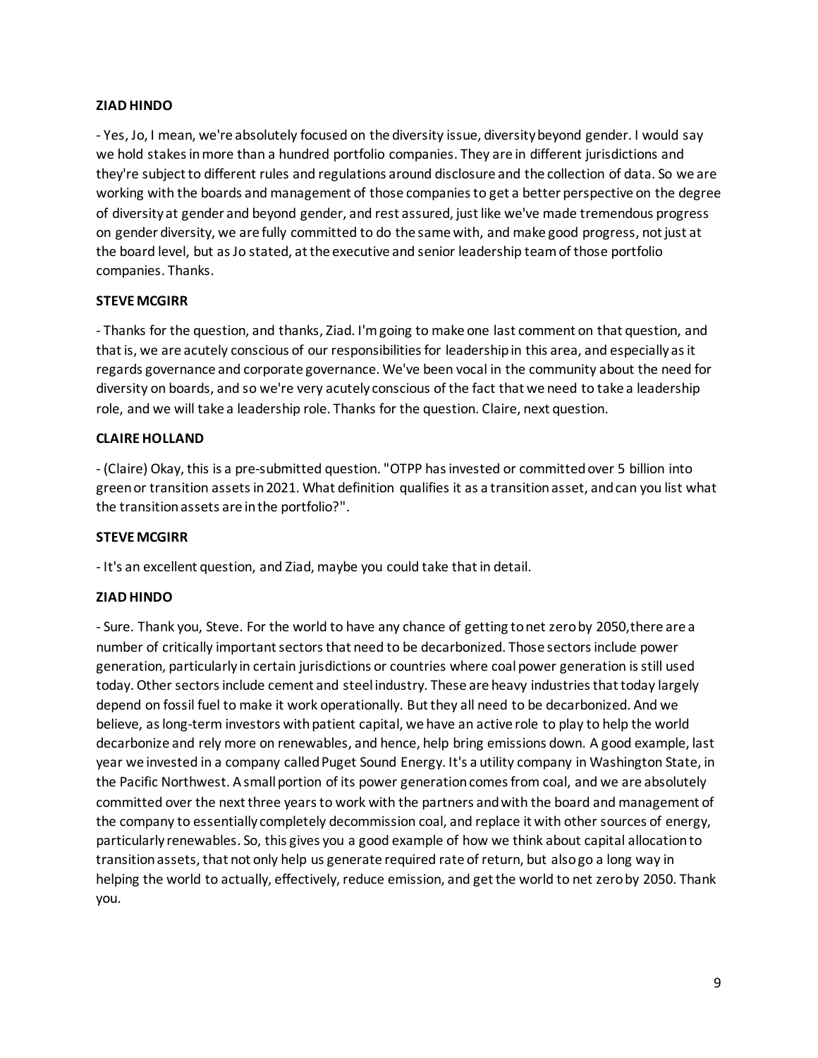**ZIAD HINDO**

- Yes, Jo, I mean, we're absolutely focused on the diversity issue, diversity beyond gender. I would say we hold stakes in more than a hundred portfolio companies. They are in different jurisdictions and they're subject to different rules and regulations around disclosure and the collection of data. So we are working with the boards and management of those companies to get a better perspective on the degree of diversity at gender and beyond gender, and rest assured, just like we've made tremendous progress on gender diversity, we are fully committed to do the same with, and make good progress, not just at the board level, but as Jo stated, at the executive and senior leadership team of those portfolio companies. Thanks.

**STEVE MCGIRR**

- Thanks for the question, and thanks, Ziad. I'm going to make one last comment on that question, and that is, we are acutely conscious of our responsibilities for leadership in this area, and especially as it regards governance and corporate governance. We've been vocal in the community about the need for diversity on boards, and so we're very acutely conscious of the fact that we need to take a leadership role, and we will take a leadership role. Thanks for the question. Claire, next question.

**CLAIRE HOLLAND**

- (Claire) Okay, this is a pre-submitted question. "OTPP has invested or committed over 5 billion into green or transition assets in 2021. What definition qualifies it as a transition asset, and can you list what the transition assets are in the portfolio?".

**STEVE MCGIRR**

- It's an excellent question, and Ziad, maybe you could take that in detail.

**ZIAD HINDO**

- Sure. Thank you, Steve. For the world to have any chance of getting to net zero by 2050, there are a number of critically important sectors that need to be decarbonized. Those sectors include power generation, particularly in certain jurisdictions or countries where coal power generation is still used today. Other sectors include cement and steel industry. These are heavy industries that today largely depend on fossil fuel to make it work operationally. But they all need to be decarbonized. And we believe, as long-term investors with patient capital, we have an active role to play to help the world decarbonize and rely more on renewables, and hence, help bring emissions down. A good example, last year we invested in a company called Puget Sound Energy. It's a utility company in Washington State, in the Pacific Northwest. A small portion of its power generation comes from coal, and we are absolutely committed over the next three years to work with the partners and with the board and management of the company to essentially completely decommission coal, and replace it with other sources of energy, particularly renewables. So, this gives you a good example of how we think about capital allocation to transition assets, that not only help us generate required rate of return, but also go a long way in helping the world to actually, effectively, reduce emission, and get the world to net zero by 2050. Thank you.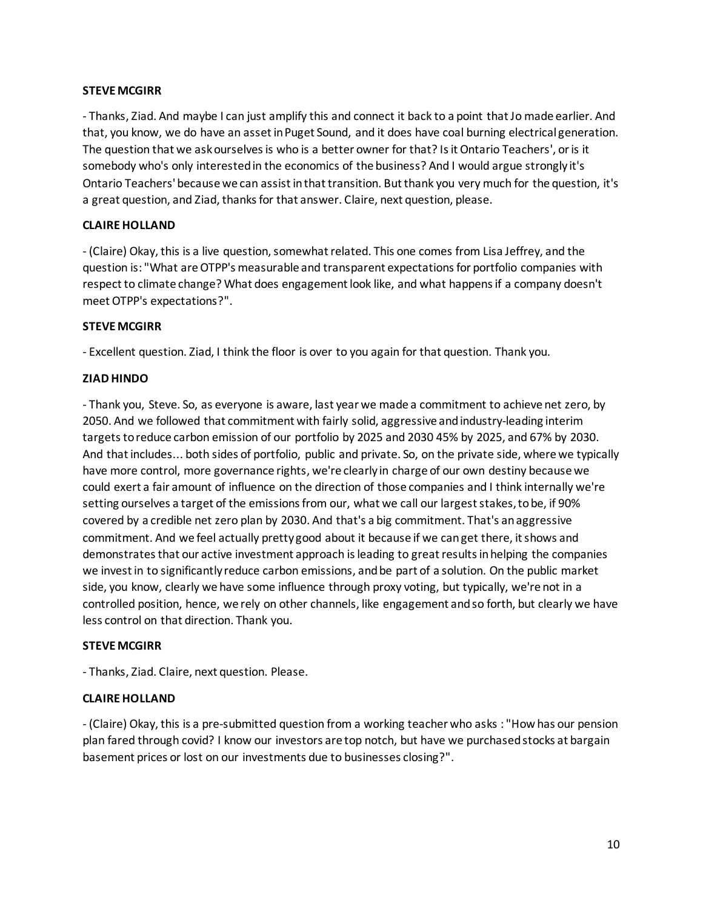**STEVE MCGIRR**

- Thanks, Ziad. And maybe I can just amplify this and connect it back to a point that Jo made earlier. And that, you know, we do have an asset in Puget Sound, and it does have coal burning electrical generation. The question that we ask ourselves is who is a better owner for that? Is it Ontario Teachers', or is it somebody who's only interested in the economics of the business? And I would argue strongly it's Ontario Teachers' because we can assist in that transition. But thank you very much for the question, it's a great question, and Ziad, thanks for that answer. Claire, next question, please.

**CLAIRE HOLLAND**

- (Claire) Okay, this is a live question, somewhat related. This one comes from Lisa Jeffrey, and the question is: "What are OTPP's measurable and transparent expectations for portfolio companies with respect to climate change? What does engagement look like, and what happens if a company doesn't meet OTPP's expectations?".

**STEVE MCGIRR**

- Excellent question. Ziad, I think the floor is over to you again for that question. Thank you.

**ZIAD HINDO**

- Thank you, Steve. So, as everyone is aware, last year we made a commitment to achieve net zero, by 2050. And we followed that commitment with fairly solid, aggressive and industry-leading interim targets to reduce carbon emission of our portfolio by 2025 and 2030 45% by 2025, and 67% by 2030. And that includes... both sides of portfolio, public and private. So, on the private side, where we typically have more control, more governance rights, we're clearly in charge of our own destiny because we could exert a fair amount of influence on the direction of those companies and I think internally we're setting ourselves a target of the emissions from our, what we call our largest stakes, to be, if 90% covered by a credible net zero plan by 2030. And that's a big commitment. That's an aggressive commitment. And we feel actually pretty good about it because if we can get there, it shows and demonstrates that our active investment approach is leading to great results in helping the companies we invest in to significantly reduce carbon emissions, and be part of a solution. On the public market side, you know, clearly we have some influence through proxy voting, but typically, we're not in a controlled position, hence, we rely on other channels, like engagement and so forth, but clearly we have less control on that direction. Thank you.

**STEVE MCGIRR**

- Thanks, Ziad. Claire, next question. Please.

**CLAIRE HOLLAND**

- (Claire) Okay, this is a pre-submitted question from a working teacher who asks : "How has our pension plan fared through covid? I know our investors are top notch, but have we purchased stocks at bargain basement prices or lost on our investments due to businesses closing?".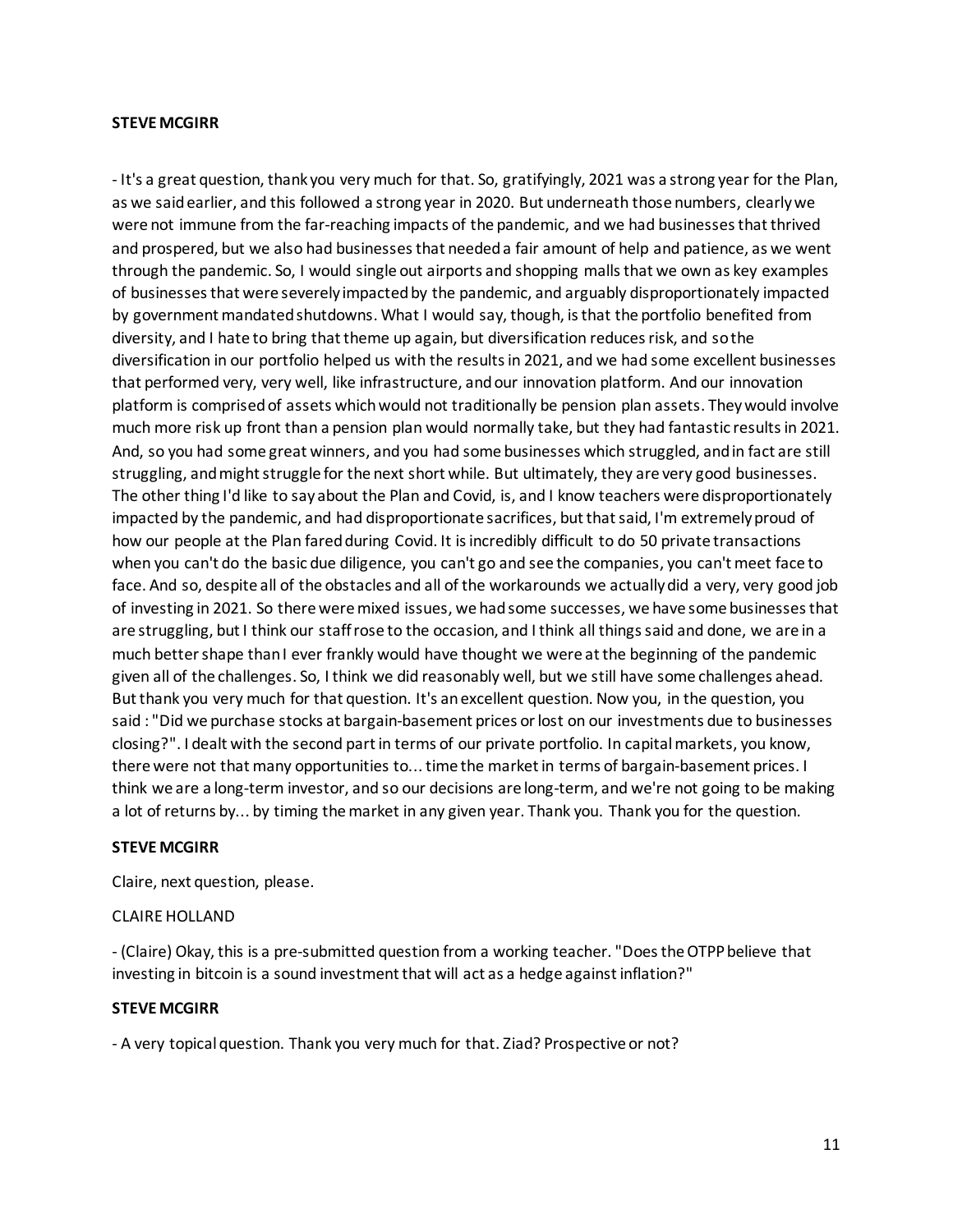**STEVE MCGIRR**

- It's a great question, thank you very much for that. So, gratifyingly, 2021 was a strong year for the Plan, as we said earlier, and this followed a strong year in 2020. But underneath those numbers, clearly we were not immune from the far-reaching impacts of the pandemic, and we had businesses that thrived and prospered, but we also had businesses that needed a fair amount of help and patience, as we went through the pandemic. So, I would single out airports and shopping malls that we own as key examples of businesses that were severely impacted by the pandemic, and arguably disproportionately impacted by government mandated shutdowns. What I would say, though, is that the portfolio benefited from diversity, and I hate to bring that theme up again, but diversification reduces risk, and so the diversification in our portfolio helped us with the results in 2021, and we had some excellent businesses that performed very, very well, like infrastructure, and our innovation platform. And our innovation platform is comprised of assets which would not traditionally be pension plan assets. They would involve much more risk up front than a pension plan would normally take, but they had fantastic results in 2021. And, so you had some great winners, and you had some businesses which struggled, and in fact are still struggling, and might struggle for the next short while. But ultimately, they are very good businesses. The other thing I'd like to say about the Plan and Covid, is, and I know teachers were disproportionately impacted by the pandemic, and had disproportionate sacrifices, but that said, I'm extremely proud of how our people at the Plan fared during Covid. It is incredibly difficult to do 50 private transactions when you can't do the basic due diligence, you can't go and see the companies, you can't meet face to face. And so, despite all of the obstacles and all of the workarounds we actually did a very, very good job of investing in 2021. So there were mixed issues, we had some successes, we have some businesses that are struggling, but I think our staff rose to the occasion, and I think all things said and done, we are in a much better shape than I ever frankly would have thought we were at the beginning of the pandemic given all of the challenges. So, I think we did reasonably well, but we still have some challenges ahead. But thank you very much for that question. It's an excellent question. Now you, in the question, you said : "Did we purchase stocks at bargain-basement prices or lost on our investments due to businesses closing?". I dealt with the second part in terms of our private portfolio. In capital markets, you know, there were not that many opportunities to... time the market in terms of bargain-basement prices. I think we are a long-term investor, and so our decisions are long-term, and we're not going to be making a lot of returns by... by timing the market in any given year. Thank you. Thank you for the question.

**STEVE MCGIRR**

Claire, next question, please.

CLAIRE HOLLAND

- (Claire) Okay, this is a pre-submitted question from a working teacher. "Does the OTPP believe that investing in bitcoin is a sound investment that will act as a hedge against inflation?"

**STEVE MCGIRR**

- A very topical question. Thank you very much for that. Ziad? Prospective or not?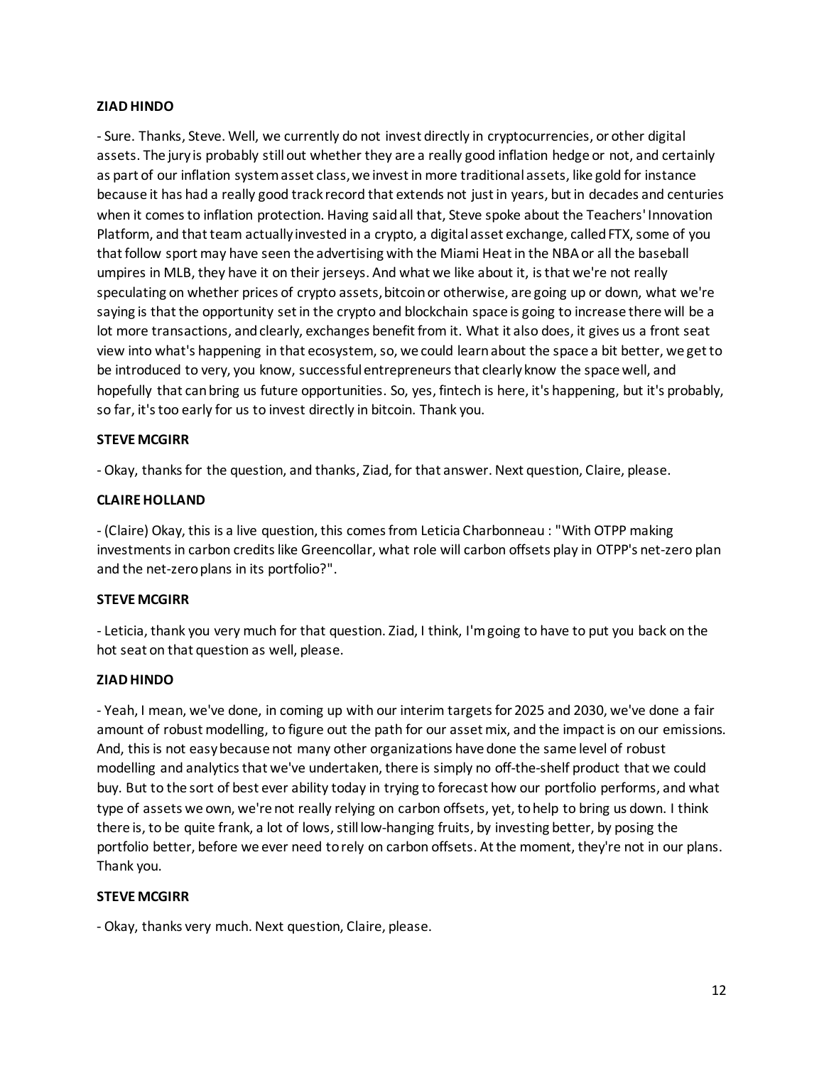**ZIAD HINDO**

- Sure. Thanks, Steve. Well, we currently do not invest directly in cryptocurrencies, or other digital assets. The jury is probably still out whether they are a really good inflation hedge or not, and certainly as part of our inflation system asset class, we invest in more traditional assets, like gold for instance because it has had a really good track record that extends not just in years, but in decades and centuries when it comes to inflation protection. Having said all that, Steve spoke about the Teachers' Innovation Platform, and that team actually invested in a crypto, a digital asset exchange, called FTX, some of you that follow sport may have seen the advertising with the Miami Heat in the NBA or all the baseball umpires in MLB, they have it on their jerseys. And what we like about it, is that we're not really speculating on whether prices of crypto assets, bitcoin or otherwise, are going up or down, what we're saying is that the opportunity set in the crypto and blockchain space is going to increase there will be a lot more transactions, and clearly, exchanges benefit from it. What it also does, it gives us a front seat view into what's happening in that ecosystem, so, we could learn about the space a bit better, we get to be introduced to very, you know, successful entrepreneurs that clearly know the space well, and hopefully that can bring us future opportunities. So, yes, fintech is here, it's happening, but it's probably, so far, it's too early for us to invest directly in bitcoin. Thank you.

**STEVE MCGIRR**

- Okay, thanks for the question, and thanks, Ziad, for that answer. Next question, Claire, please.

**CLAIRE HOLLAND**

- (Claire) Okay, this is a live question, this comes from Leticia Charbonneau : "With OTPP making investments in carbon credits like Greencollar, what role will carbon offsets play in OTPP's net-zero plan and the net-zero plans in its portfolio?".

**STEVE MCGIRR**

- Leticia, thank you very much for that question. Ziad, I think, I'm going to have to put you back on the hot seat on that question as well, please.

**ZIAD HINDO**

- Yeah, I mean, we've done, in coming up with our interim targets for 2025 and 2030, we've done a fair amount of robust modelling, to figure out the path for our asset mix, and the impact is on our emissions. And, this is not easy because not many other organizations have done the same level of robust modelling and analytics that we've undertaken, there is simply no off-the-shelf product that we could buy. But to the sort of best ever ability today in trying to forecast how our portfolio performs, and what type of assets we own, we're not really relying on carbon offsets, yet, to help to bring us down. I think there is, to be quite frank, a lot of lows, still low-hanging fruits, by investing better, by posing the portfolio better, before we ever need to rely on carbon offsets. At the moment, they're not in our plans. Thank you.

**STEVE MCGIRR**

- Okay, thanks very much. Next question, Claire, please.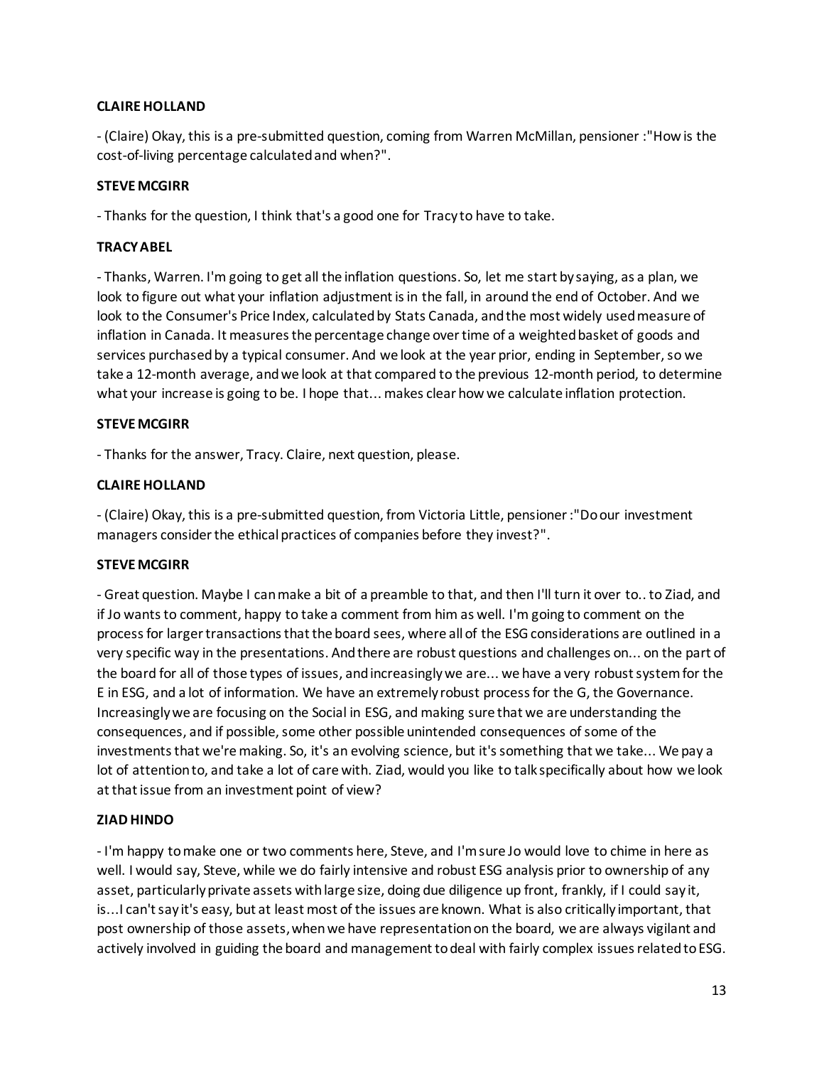**CLAIRE HOLLAND**

- (Claire) Okay, this is a pre-submitted question, coming from Warren McMillan, pensioner :"How is the cost-of-living percentage calculated and when?".

**STEVE MCGIRR**

- Thanks for the question, I think that's a good one for Tracy to have to take.

**TRACY ABEL**

- Thanks, Warren. I'm going to get all the inflation questions. So, let me start by saying, as a plan, we look to figure out what your inflation adjustment is in the fall, in around the end of October. And we look to the Consumer's Price Index, calculated by Stats Canada, and the most widely used measure of inflation in Canada. It measures the percentage change over time of a weighted basket of goods and services purchased by a typical consumer. And we look at the year prior, ending in September, so we take a 12-month average, and we look at that compared to the previous 12-month period, to determine what your increase is going to be. I hope that... makes clear how we calculate inflation protection.

**STEVE MCGIRR**

- Thanks for the answer, Tracy. Claire, next question, please.

**CLAIRE HOLLAND**

- (Claire) Okay, this is a pre-submitted question, from Victoria Little, pensioner :"Do our investment managers consider the ethical practices of companies before they invest?".

**STEVE MCGIRR**

- Great question. Maybe I can make a bit of a preamble to that, and then I'll turn it over to.. to Ziad, and if Jo wants to comment, happy to take a comment from him as well. I'm going to comment on the process for larger transactions that the board sees, where all of the ESG considerations are outlined in a very specific way in the presentations. And there are robust questions and challenges on... on the part of the board for all of those types of issues, and increasingly we are... we have a very robust system for the E in ESG, and a lot of information. We have an extremely robust process for the G, the Governance. Increasingly we are focusing on the Social in ESG, and making sure that we are understanding the consequences, and if possible, some other possible unintended consequences of some of the investments that we're making. So, it's an evolving science, but it's something that we take... We pay a lot of attention to, and take a lot of care with. Ziad, would you like to talk specifically about how we look at that issue from an investment point of view?

**ZIAD HINDO**

- I'm happy to make one or two comments here, Steve, and I'm sure Jo would love to chime in here as well. I would say, Steve, while we do fairly intensive and robust ESG analysis prior to ownership of any asset, particularly private assets with large size, doing due diligence up front, frankly, if I could say it, is...I can't say it's easy, but at least most of the issues are known. What is also critically important, that post ownership of those assets, when we have representation on the board, we are always vigilant and actively involved in guiding the board and management to deal with fairly complex issues related to ESG.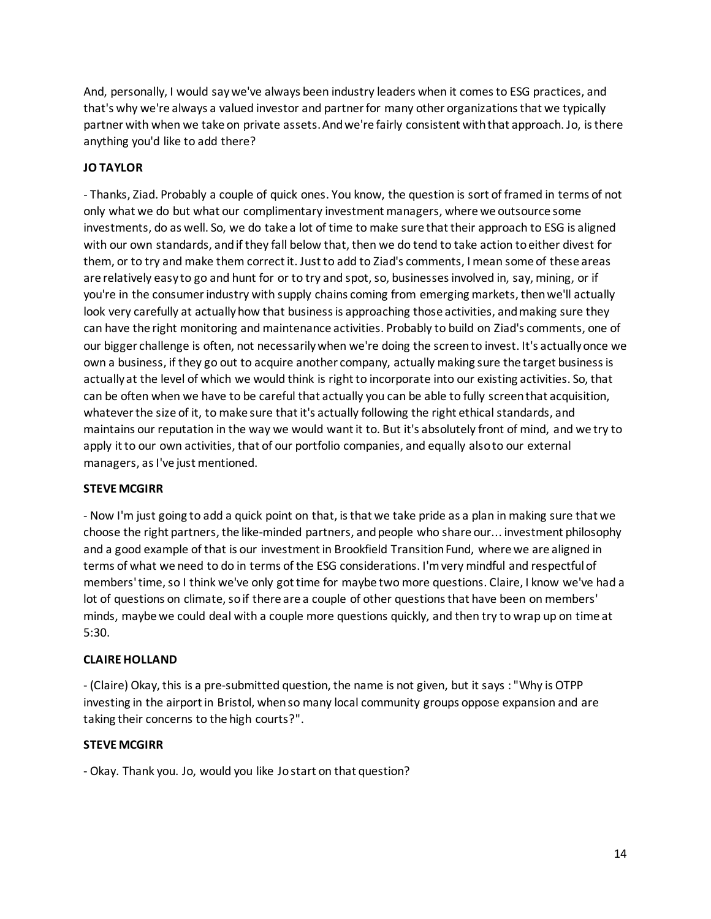And, personally, I would say we've always been industry leaders when it comes to ESG practices, and that's why we're always a valued investor and partner for many other organizations that we typically partner with when we take on private assets. And we're fairly consistent with that approach. Jo, is there anything you'd like to add there?

**JO TAYLOR**

- Thanks, Ziad. Probably a couple of quick ones. You know, the question is sort of framed in terms of not only what we do but what our complimentary investment managers, where we outsource some investments, do as well. So, we do take a lot of time to make sure that their approach to ESG is aligned with our own standards, and if they fall below that, then we do tend to take action to either divest for them, or to try and make them correct it. Just to add to Ziad's comments, I mean some of these areas are relatively easy to go and hunt for or to try and spot, so, businesses involved in, say, mining, or if you're in the consumer industry with supply chains coming from emerging markets, then we'll actually look very carefully at actually how that business is approaching those activities, and making sure they can have the right monitoring and maintenance activities. Probably to build on Ziad's comments, one of our bigger challenge is often, not necessarily when we're doing the screen to invest. It's actually once we own a business, if they go out to acquire another company, actually making sure the target business is actually at the level of which we would think is right to incorporate into our existing activities. So, that can be often when we have to be careful that actually you can be able to fully screen that acquisition, whatever the size of it, to make sure that it's actually following the right ethical standards, and maintains our reputation in the way we would want it to. But it's absolutely front of mind, and we try to apply it to our own activities, that of our portfolio companies, and equally also to our external managers, as I've just mentioned.

**STEVE MCGIRR**

- Now I'm just going to add a quick point on that, is that we take pride as a plan in making sure that we choose the right partners, the like-minded partners, and people who share our... investment philosophy and a good example of that is our investment in Brookfield Transition Fund, where we are aligned in terms of what we need to do in terms of the ESG considerations. I'm very mindful and respectful of members' time, so I think we've only got time for maybe two more questions. Claire, I know we've had a lot of questions on climate, so if there are a couple of other questions that have been on members' minds, maybe we could deal with a couple more questions quickly, and then try to wrap up on time at 5:30.

**CLAIRE HOLLAND**

- (Claire) Okay, this is a pre-submitted question, the name is not given, but it says : "Why is OTPP investing in the airport in Bristol, when so many local community groups oppose expansion and are taking their concerns to the high courts?".

**STEVE MCGIRR**

- Okay. Thank you. Jo, would you like Jo start on that question?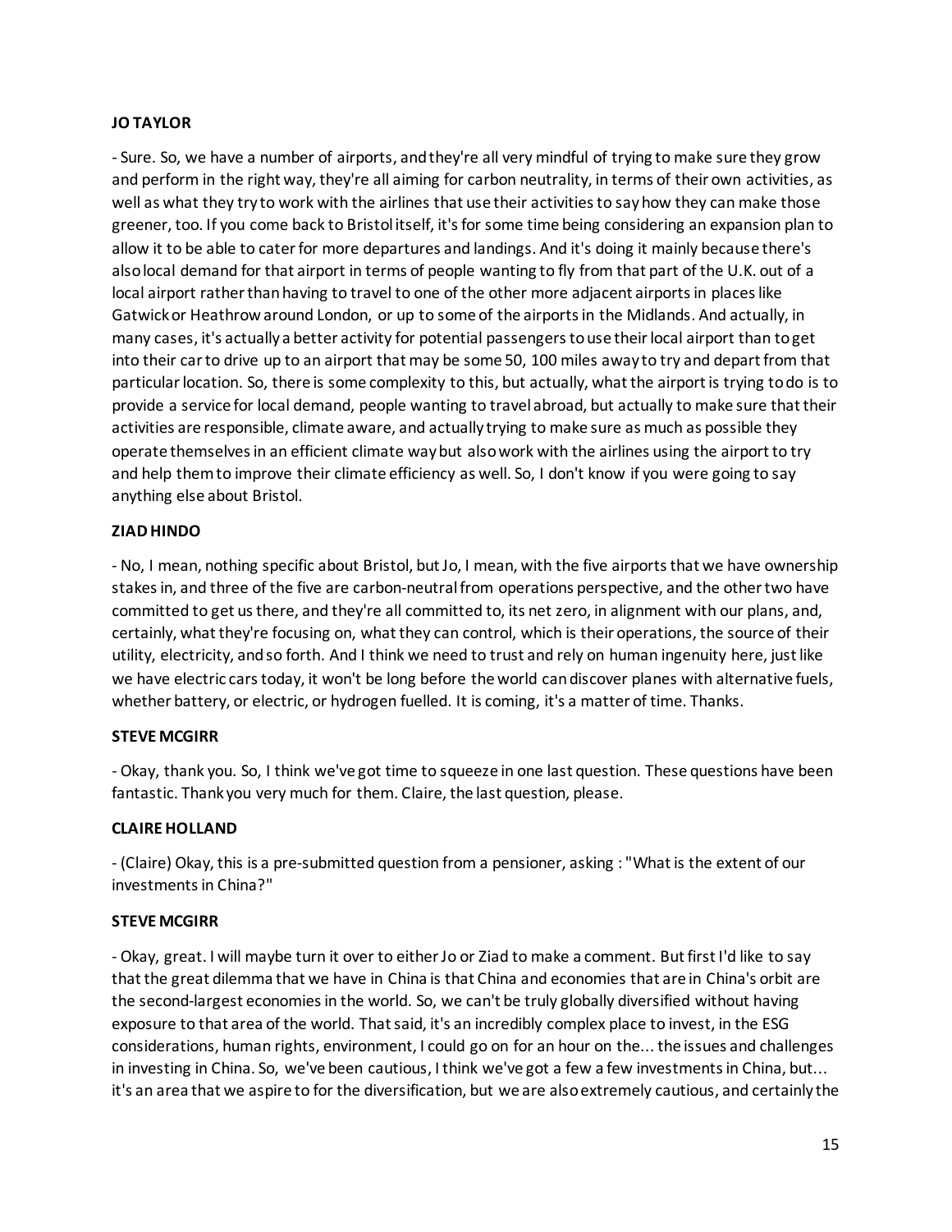**JO TAYLOR**

- Sure. So, we have a number of airports, and they're all very mindful of trying to make sure they grow and perform in the right way, they're all aiming for carbon neutrality, in terms of their own activities, as well as what they try to work with the airlines that use their activities to say how they can make those greener, too. If you come back to Bristol itself, it's for some time being considering an expansion plan to allow it to be able to cater for more departures and landings. And it's doing it mainly because there's also local demand for that airport in terms of people wanting to fly from that part of the U.K. out of a local airport rather than having to travel to one of the other more adjacent airports in places like Gatwick or Heathrow around London, or up to some of the airports in the Midlands. And actually, in many cases, it's actually a better activity for potential passengers to use their local airport than to get into their car to drive up to an airport that may be some 50, 100 miles away to try and depart from that particular location. So, there is some complexity to this, but actually, what the airport is trying to do is to provide a service for local demand, people wanting to travel abroad, but actually to make sure that their activities are responsible, climate aware, and actually trying to make sure as much as possible they operate themselves in an efficient climate way but also work with the airlines using the airport to try and help them to improve their climate efficiency as well. So, I don't know if you were going to say anything else about Bristol.

**ZIAD HINDO**

- No, I mean, nothing specific about Bristol, but Jo, I mean, with the five airports that we have ownership stakes in, and three of the five are carbon-neutral from operations perspective, and the other two have committed to get us there, and they're all committed to, its net zero, in alignment with our plans, and, certainly, what they're focusing on, what they can control, which is their operations, the source of their utility, electricity, and so forth. And I think we need to trust and rely on human ingenuity here, just like we have electric cars today, it won't be long before the world can discover planes with alternative fuels, whether battery, or electric, or hydrogen fuelled. It is coming, it's a matter of time. Thanks.

**STEVE MCGIRR**

- Okay, thank you. So, I think we've got time to squeeze in one last question. These questions have been fantastic. Thank you very much for them. Claire, the last question, please.

**CLAIRE HOLLAND**

- (Claire) Okay, this is a pre-submitted question from a pensioner, asking : "What is the extent of our investments in China?"

**STEVE MCGIRR**

- Okay, great. I will maybe turn it over to either Jo or Ziad to make a comment. But first I'd like to say that the great dilemma that we have in China is that China and economies that are in China's orbit are the second-largest economies in the world. So, we can't be truly globally diversified without having exposure to that area of the world. That said, it's an incredibly complex place to invest, in the ESG considerations, human rights, environment, I could go on for an hour on the... the issues and challenges in investing in China. So, we've been cautious, I think we've got a few a few investments in China, but... it's an area that we aspire to for the diversification, but we are also extremely cautious, and certainly the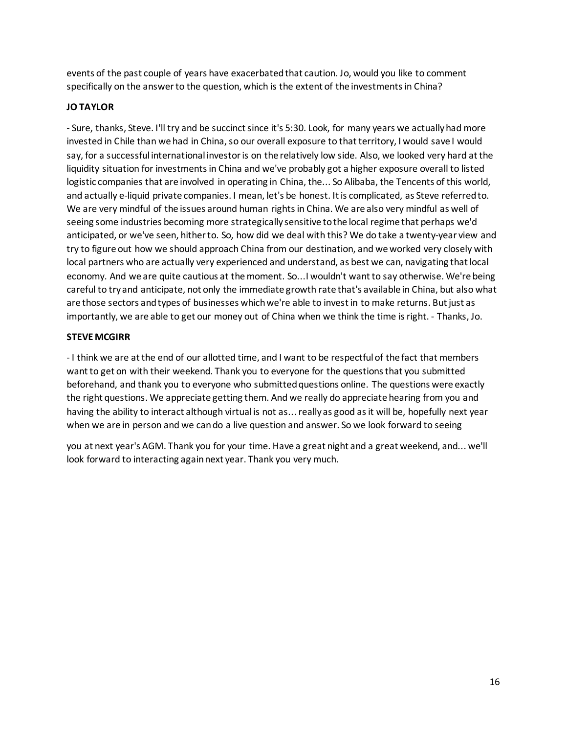events of the past couple of years have exacerbated that caution. Jo, would you like to comment specifically on the answer to the question, which is the extent of the investments in China?

**JO TAYLOR**

- Sure, thanks, Steve. I'll try and be succinct since it's 5:30. Look, for many years we actually had more invested in Chile than we had in China, so our overall exposure to that territory, I would save I would say, for a successful international investor is on the relatively low side. Also, we looked very hard at the liquidity situation for investments in China and we've probably got a higher exposure overall to listed logistic companies that are involved in operating in China, the... So Alibaba, the Tencents of this world, and actually e-liquid private companies. I mean, let's be honest. It is complicated, as Steve referred to. We are very mindful of the issues around human rights in China. We are also very mindful as well of seeing some industries becoming more strategically sensitive to the local regime that perhaps we'd anticipated, or we've seen, hither to. So, how did we deal with this? We do take a twenty-year view and try to figure out how we should approach China from our destination, and we worked very closely with local partners who are actually very experienced and understand, as best we can, navigating that local economy. And we are quite cautious at the moment. So...I wouldn't want to say otherwise. We're being careful to try and anticipate, not only the immediate growth rate that's available in China, but also what are those sectors and types of businesses which we're able to invest in to make returns. But just as importantly, we are able to get our money out of China when we think the time is right. - Thanks, Jo.

**STEVE MCGIRR**

- I think we are at the end of our allotted time, and I want to be respectful of the fact that members want to get on with their weekend. Thank you to everyone for the questions that you submitted beforehand, and thank you to everyone who submitted questions online. The questions were exactly the right questions. We appreciate getting them. And we really do appreciate hearing from you and having the ability to interact although virtual is not as... really as good as it will be, hopefully next year when we are in person and we can do a live question and answer. So we look forward to seeing

you at next year's AGM. Thank you for your time. Have a great night and a great weekend, and... we'll look forward to interacting again next year. Thank you very much.